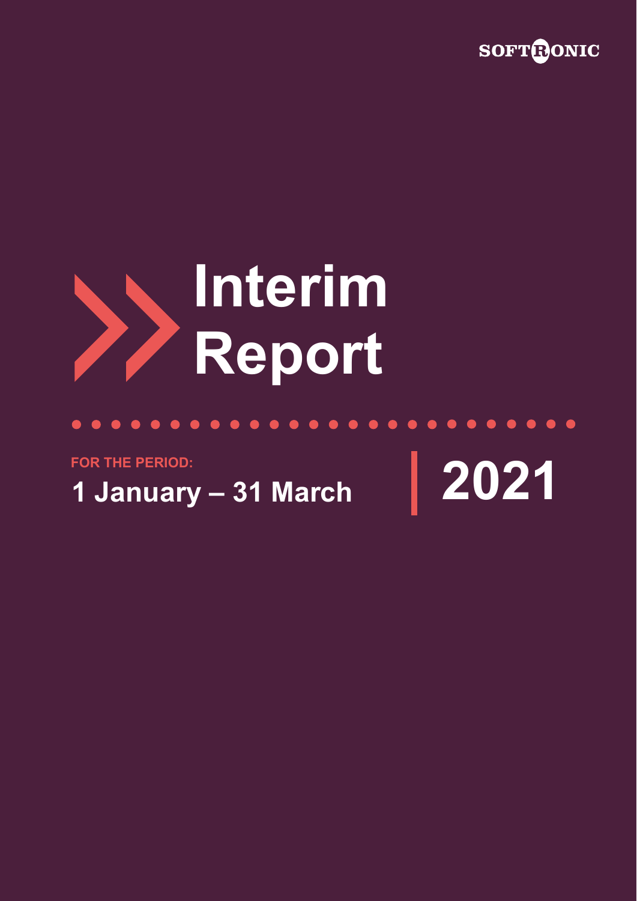SOFTRONIC

# Interim Report

FOR THE PERIOD:

**1 January – 31 March**

**2021**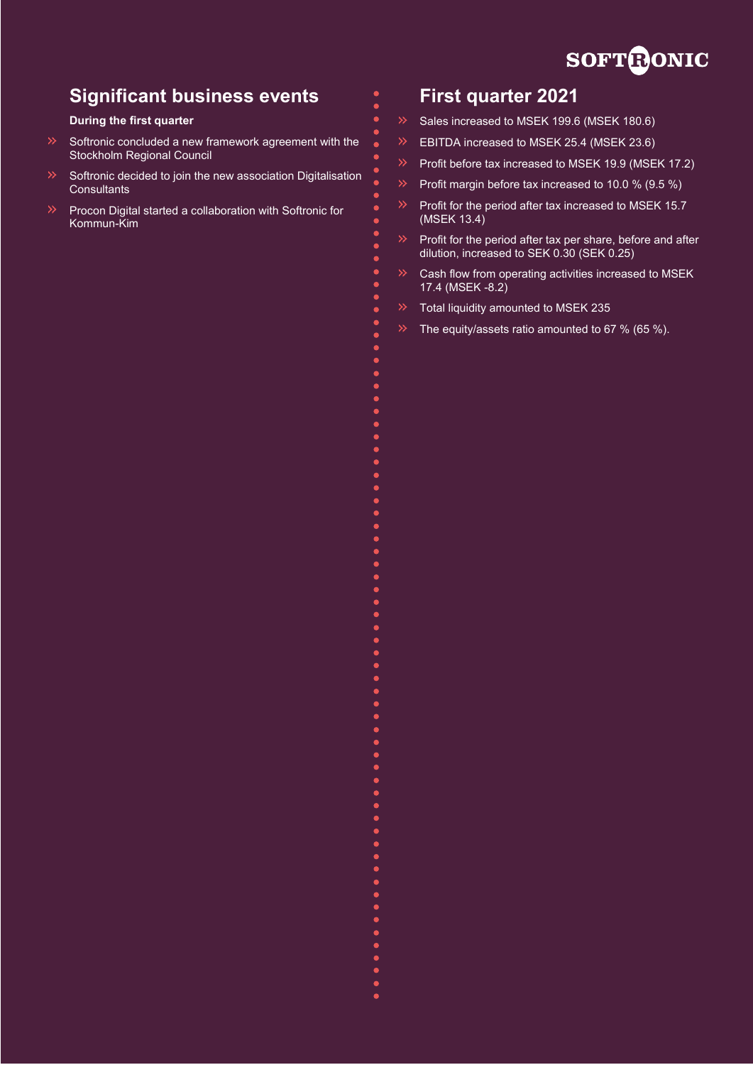## Significant business events

**During the first quarter**

- Softronic concluded a new framework agreement with the Stockholm Regional Council
- Softronic decided to join the new association Digitalisation Consultants
- Procon Digital started a collaboration with Softronic for Kommun-Kim

## First quarter 2021

- Sales increased to MSEK 199.6 (MSEK 180.6)
- EBITDA increased to MSEK 25.4 (MSEK 23.6)
- Profit before tax increased to MSEK 19.9 (MSEK 17.2)
- Profit margin before tax increased to 10.0 % (9.5 %)
- Profit for the period after tax increased to MSEK 15.7 (MSEK 13.4)
- Profit for the period after tax per share, before and after dilution, increased to SEK 0.30 (SEK 0.25)
- Cash flow from operating activities increased to MSEK 17.4 (MSEK -8.2)
- Total liquidity amounted to MSEK 235
- The equity/assets ratio amounted to 67 % (65 %).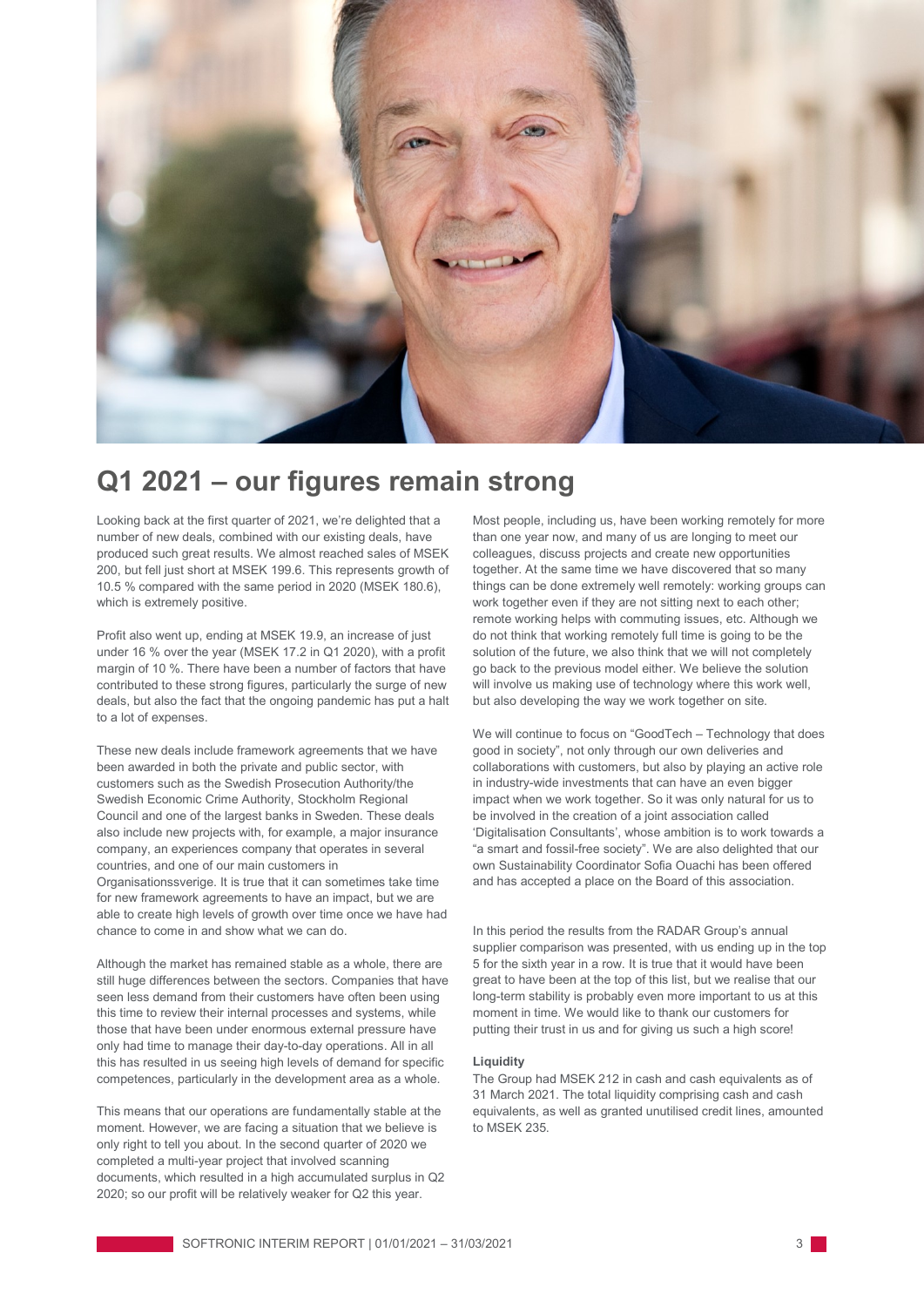# Q1 2021 – our figures remain strong

Looking back at the first quarter of 2021, we're delighted that a number of new deals, combined with our existing deals, have produced such great results. We almost reached sales of MSEK 200, but fell just short at MSEK 199.6. This represents growth of 10.5 % compared with the same period in 2020 (MSEK 180.6), which is extremely positive.

Profit also went up, ending at MSEK 19.9, an increase of just under 16 % over the year (MSEK 17.2 in Q1 2020), with a profit margin of 10 %. There have been a number of factors that have contributed to these strong figures, particularly the surge of new deals, but also the fact that the ongoing pandemic has put a halt to a lot of expenses.

These new deals include framework agreements that we have been awarded in both the private and public sector, with customers such as the Swedish Prosecution Authority/the Swedish Economic Crime Authority, Stockholm Regional Council and one of the largest banks in Sweden. These deals also include new projects with, for example, a major insurance company, an experiences company that operates in several countries, and one of our main customers in Organisationssverige. It is true that it can sometimes take time for new framework agreements to have an impact, but we are able to create high levels of growth over time once we have had chance to come in and show what we can do.

Although the market has remained stable as a whole, there are still huge differences between the sectors. Companies that have seen less demand from their customers have often been using this time to review their internal processes and systems, while those that have been under enormous external pressure have only had time to manage their day-to-day operations. All in all this has resulted in us seeing high levels of demand for specific competences, particularly in the development area as a whole.

This means that our operations are fundamentally stable at the moment. However, we are facing a situation that we believe is only right to tell you about. In the second quarter of 2020 we completed a multi-year project that involved scanning documents, which resulted in a high accumulated surplus in Q2 2020; so our profit will be relatively weaker for Q2 this year.

Most people, including us, have been working remotely for more than one year now, and many of us are longing to meet our colleagues, discuss projects and create new opportunities together. At the same time we have discovered that so many things can be done extremely well remotely: working groups can work together even if they are not sitting next to each other; remote working helps with commuting issues, etc. Although we do not think that working remotely full time is going to be the solution of the future, we also think that we will not completely go back to the previous model either. We believe the solution will involve us making use of technology where this work well, but also developing the way we work together on site.

We will continue to focus on "GoodTech – Technology that does good in society", not only through our own deliveries and collaborations with customers, but also by playing an active role in industry-wide investments that can have an even bigger impact when we work together. So it was only natural for us to be involved in the creation of a joint association called 'Digitalisation Consultants', whose ambition is to work towards a "a smart and fossil-free society". We are also delighted that our own Sustainability Coordinator Sofia Ouachi has been offered and has accepted a place on the Board of this association.

In this period the results from the RADAR Group's annual supplier comparison was presented, with us ending up in the top 5 for the sixth year in a row. It is true that it would have been great to have been at the top of this list, but we realise that our long-term stability is probably even more important to us at this moment in time. We would like to thank our customers for putting their trust in us and for giving us such a high score!

**Liquidity**

The Group had MSEK 212 in cash and cash equivalents as of 31 March 2021. The total liquidity comprising cash and cash equivalents, as well as granted unutilised credit lines, amounted to MSEK 235.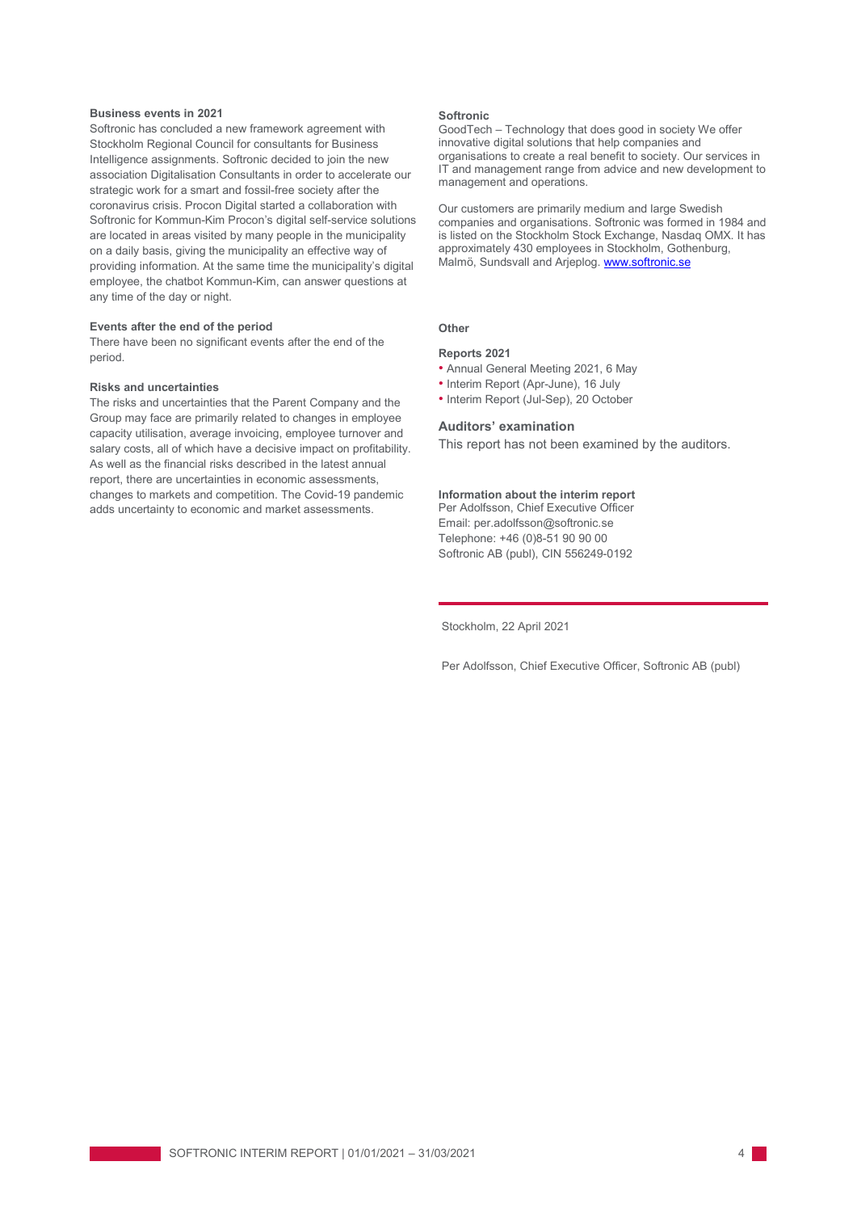**Business events in 2021**

Softronic has concluded a new framework agreement with Stockholm Regional Council for consultants for Business Intelligence assignments. Softronic decided to join the new association Digitalisation Consultants in order to accelerate our strategic work for a smart and fossil-free society after the coronavirus crisis. Procon Digital started a collaboration with Softronic for Kommun-Kim Procon's digital self-service solutions are located in areas visited by many people in the municipality on a daily basis, giving the municipality an effective way of providing information. At the same time the municipality's digital employee, the chatbot Kommun-Kim, can answer questions at any time of the day or night.

**Events after the end of the period**

There have been no significant events after the end of the period.

**Risks and uncertainties**

The risks and uncertainties that the Parent Company and the Group may face are primarily related to changes in employee capacity utilisation, average invoicing, employee turnover and salary costs, all of which have a decisive impact on profitability. As well as the financial risks described in the latest annual report, there are uncertainties in economic assessments, changes to markets and competition. The Covid-19 pandemic adds uncertainty to economic and market assessments.

**Softronic**

GoodTech – Technology that does good in society We offer innovative digital solutions that help companies and organisations to create a real benefit to society. Our services in IT and management range from advice and new development to management and operations.

Our customers are primarily medium and large Swedish companies and organisations. Softronic was formed in 1984 and is listed on the Stockholm Stock Exchange, Nasdaq OMX. It has approximately 430 employees in Stockholm, Gothenburg, Malmö, Sundsvall and Arjeplog. www.softronic.se

**Other**

**Reports 2021**

- Annual General Meeting 2021, 6 May
- Interim Report (Apr-June), 16 July
- Interim Report (Jul-Sep), 20 October

**Auditors' examination**

This report has not been examined by the auditors.

**Information about the interim report**

Per Adolfsson, Chief Executive Officer
Email: per.adolfsson@softronic.se
Telephone: +46 (0)8-51 90 90 00
Softronic AB (publ), CIN 556249-0192

---

Stockholm, 22 April 2021

Per Adolfsson, Chief Executive Officer, Softronic AB (publ)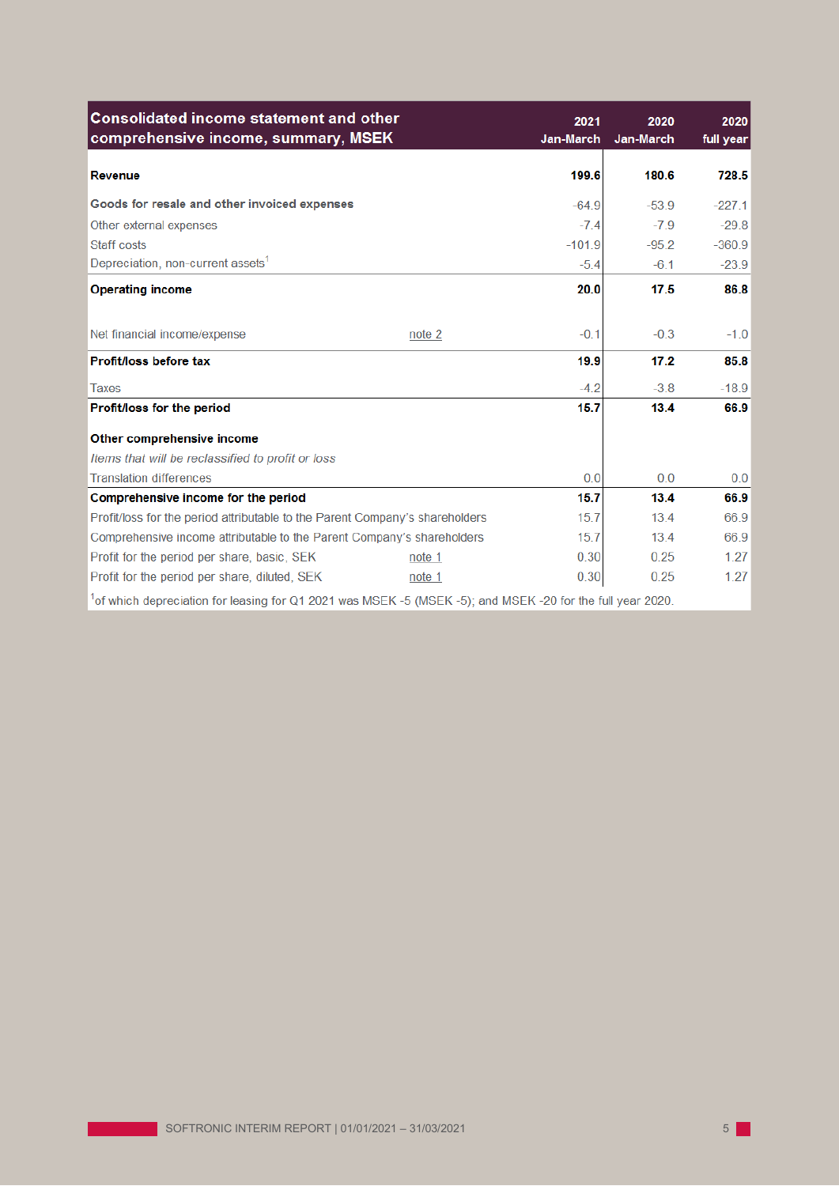| Consolidated income statement and other comprehensive income, summary, MSEK | | 2021 Jan-March | 2020 Jan-March | 2020 full year |
|---|---|---|---|---|
| **Revenue** | | **199.6** | **180.6** | **728.5** |
| Goods for resale and other invoiced expenses | | -64.9 | -53.9 | -227.1 |
| Other external expenses | | -7.4 | -7.9 | -29.8 |
| Staff costs | | -101.9 | -95.2 | -360.9 |
| Depreciation, non-current assets[1] | | -5.4 | -6.1 | -23.9 |
| **Operating income** | | **20.0** | **17.5** | **86.8** |
| Net financial income/expense | note 2 | -0.1 | -0.3 | -1.0 |
| **Profit/loss before tax** | | **19.9** | **17.2** | **85.8** |
| Taxes | | -4.2 | -3.8 | -18.9 |
| **Profit/loss for the period** | | **15.7** | **13.4** | **66.9** |
| **Other comprehensive income** | | | | |
| *Items that will be reclassified to profit or loss* | | | | |
| Translation differences | | 0.0 | 0.0 | 0.0 |
| **Comprehensive income for the period** | | **15.7** | **13.4** | **66.9** |
| Profit/loss for the period attributable to the Parent Company's shareholders | | 15.7 | 13.4 | 66.9 |
| Comprehensive income attributable to the Parent Company's shareholders | | 15.7 | 13.4 | 66.9 |
| Profit for the period per share, basic, SEK | note 1 | 0.30 | 0.25 | 1.27 |
| Profit for the period per share, diluted, SEK | note 1 | 0.30 | 0.25 | 1.27 |

[1]of which depreciation for leasing for Q1 2021 was MSEK -5 (MSEK -5); and MSEK -20 for the full year 2020.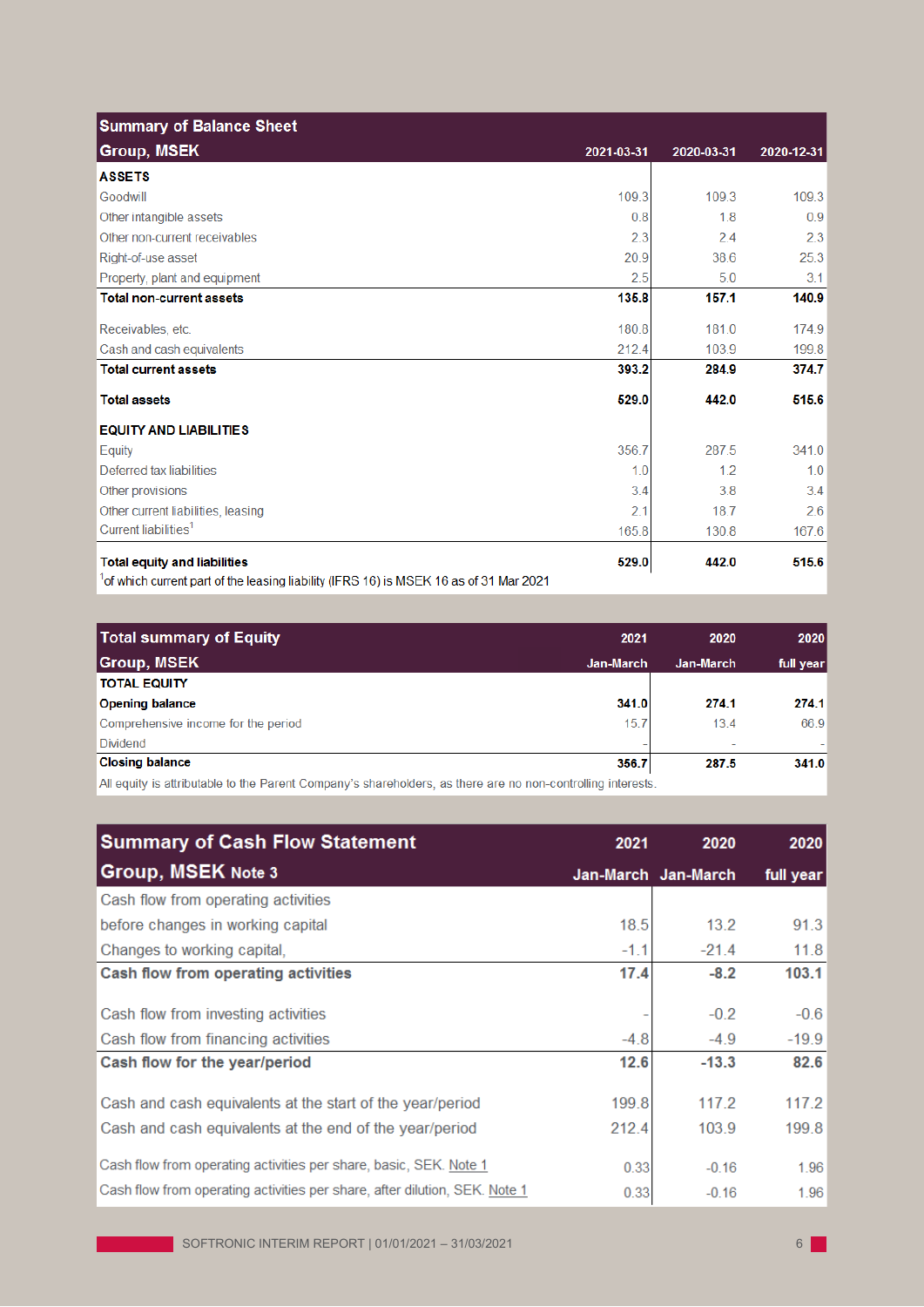## Summary of Balance Sheet

| Group, MSEK | 2021-03-31 | 2020-03-31 | 2020-12-31 |
|---|---|---|---|
| **ASSETS** | | | |
| Goodwill | 109.3 | 109.3 | 109.3 |
| Other intangible assets | 0.8 | 1.8 | 0.9 |
| Other non-current receivables | 2.3 | 2.4 | 2.3 |
| Right-of-use asset | 20.9 | 38.6 | 25.3 |
| Property, plant and equipment | 2.5 | 5.0 | 3.1 |
| **Total non-current assets** | **135.8** | **157.1** | **140.9** |
| Receivables, etc. | 180.8 | 181.0 | 174.9 |
| Cash and cash equivalents | 212.4 | 103.9 | 199.8 |
| **Total current assets** | **393.2** | **284.9** | **374.7** |
| **Total assets** | **529.0** | **442.0** | **515.6** |
| **EQUITY AND LIABILITIES** | | | |
| Equity | 356.7 | 287.5 | 341.0 |
| Deferred tax liabilities | 1.0 | 1.2 | 1.0 |
| Other provisions | 3.4 | 3.8 | 3.4 |
| Other current liabilities, leasing | 2.1 | 18.7 | 2.6 |
| Current liabilities[1] | 165.8 | 130.8 | 167.6 |
| **Total equity and liabilities** | **529.0** | **442.0** | **515.6** |

[1] of which current part of the leasing liability (IFRS 16) is MSEK 16 as of 31 Mar 2021

## Total summary of Equity

| Group, MSEK | 2021 Jan-March | 2020 Jan-March | 2020 full year |
|---|---|---|---|
| **TOTAL EQUITY** | | | |
| **Opening balance** | **341.0** | **274.1** | **274.1** |
| Comprehensive income for the period | 15.7 | 13.4 | 66.9 |
| Dividend | - | - | - |
| **Closing balance** | **356.7** | **287.5** | **341.0** |

All equity is attributable to the Parent Company's shareholders, as there are no non-controlling interests.

## Summary of Cash Flow Statement

| Group, MSEK Note 3 | 2021 Jan-March | 2020 Jan-March | 2020 full year |
|---|---|---|---|
| Cash flow from operating activities | | | |
| before changes in working capital | 18.5 | 13.2 | 91.3 |
| Changes to working capital, | -1.1 | -21.4 | 11.8 |
| **Cash flow from operating activities** | **17.4** | **-8.2** | **103.1** |
| Cash flow from investing activities | - | -0.2 | -0.6 |
| Cash flow from financing activities | -4.8 | -4.9 | -19.9 |
| **Cash flow for the year/period** | **12.6** | **-13.3** | **82.6** |
| Cash and cash equivalents at the start of the year/period | 199.8 | 117.2 | 117.2 |
| Cash and cash equivalents at the end of the year/period | 212.4 | 103.9 | 199.8 |
| Cash flow from operating activities per share, basic, SEK. Note 1 | 0.33 | -0.16 | 1.96 |
| Cash flow from operating activities per share, after dilution, SEK. Note 1 | 0.33 | -0.16 | 1.96 |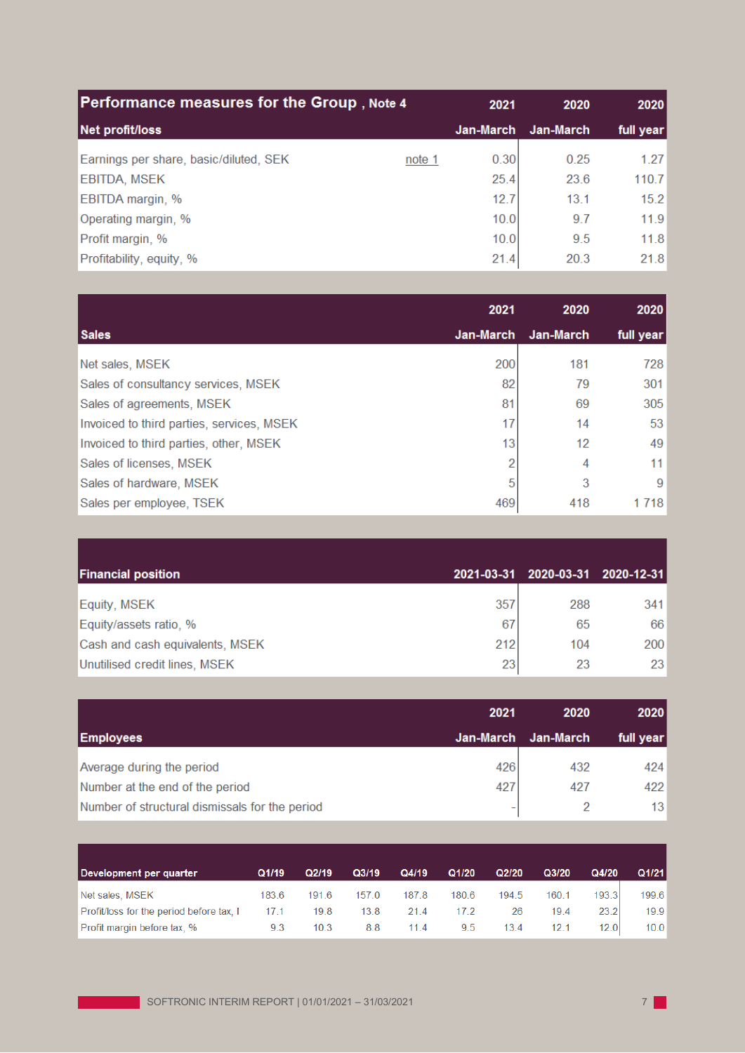## Performance measures for the Group , Note 4

| Net profit/loss | | 2021 Jan-March | 2020 Jan-March | 2020 full year |
|---|---|---|---|---|
| Earnings per share, basic/diluted, SEK | note 1 | 0.30 | 0.25 | 1.27 |
| EBITDA, MSEK | | 25.4 | 23.6 | 110.7 |
| EBITDA margin, % | | 12.7 | 13.1 | 15.2 |
| Operating margin, % | | 10.0 | 9.7 | 11.9 |
| Profit margin, % | | 10.0 | 9.5 | 11.8 |
| Profitability, equity, % | | 21.4 | 20.3 | 21.8 |

| Sales | 2021 Jan-March | 2020 Jan-March | 2020 full year |
|---|---|---|---|
| Net sales, MSEK | 200 | 181 | 728 |
| Sales of consultancy services, MSEK | 82 | 79 | 301 |
| Sales of agreements, MSEK | 81 | 69 | 305 |
| Invoiced to third parties, services, MSEK | 17 | 14 | 53 |
| Invoiced to third parties, other, MSEK | 13 | 12 | 49 |
| Sales of licenses, MSEK | 2 | 4 | 11 |
| Sales of hardware, MSEK | 5 | 3 | 9 |
| Sales per employee, TSEK | 469 | 418 | 1 718 |

| Financial position | 2021-03-31 | 2020-03-31 | 2020-12-31 |
|---|---|---|---|
| Equity, MSEK | 357 | 288 | 341 |
| Equity/assets ratio, % | 67 | 65 | 66 |
| Cash and cash equivalents, MSEK | 212 | 104 | 200 |
| Unutilised credit lines, MSEK | 23 | 23 | 23 |

| Employees | 2021 Jan-March | 2020 Jan-March | 2020 full year |
|---|---|---|---|
| Average during the period | 426 | 432 | 424 |
| Number at the end of the period | 427 | 427 | 422 |
| Number of structural dismissals for the period | - | 2 | 13 |

| Development per quarter | Q1/19 | Q2/19 | Q3/19 | Q4/19 | Q1/20 | Q2/20 | Q3/20 | Q4/20 | Q1/21 |
|---|---|---|---|---|---|---|---|---|---|
| Net sales, MSEK | 183.6 | 191.6 | 157.0 | 187.8 | 180.6 | 194.5 | 160.1 | 193.3 | 199.6 |
| Profit/loss for the period before tax, I | 17.1 | 19.8 | 13.8 | 21.4 | 17.2 | 26 | 19.4 | 23.2 | 19.9 |
| Profit margin before tax, % | 9.3 | 10.3 | 8.8 | 11.4 | 9.5 | 13.4 | 12.1 | 12.0 | 10.0 |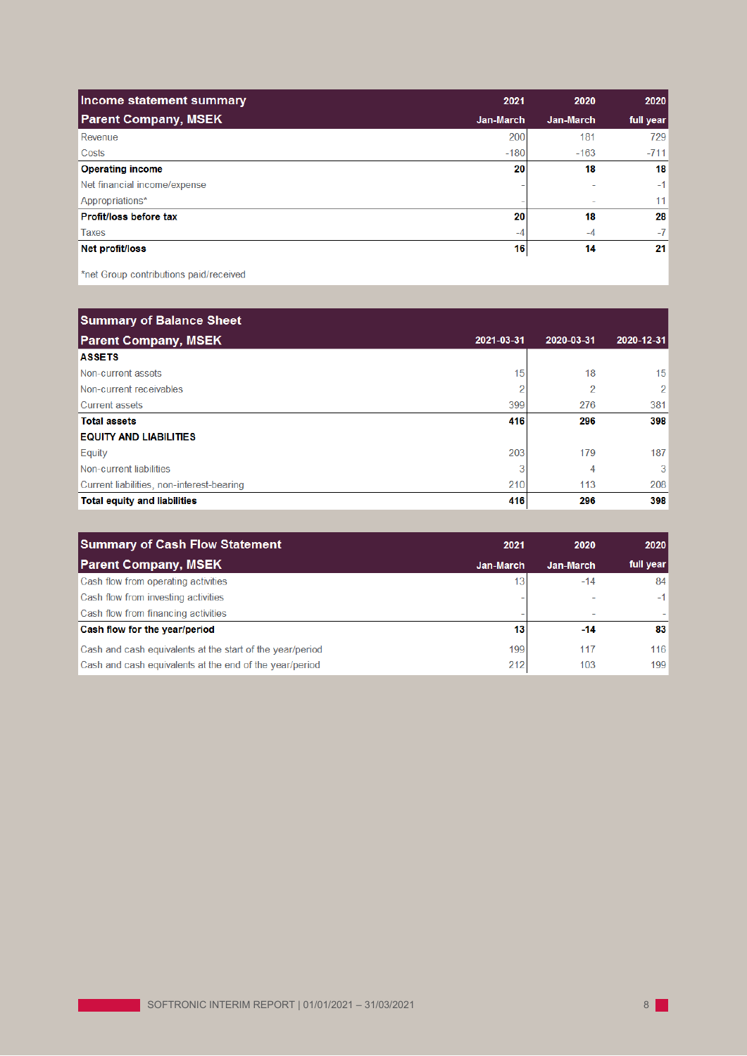| Income statement summary<br>Parent Company, MSEK | 2021<br>Jan-March | 2020<br>Jan-March | 2020<br>full year |
|---|---|---|---|
| Revenue | 200 | 181 | 729 |
| Costs | -180 | -163 | -711 |
| **Operating income** | **20** | **18** | **18** |
| Net financial income/expense | - | - | -1 |
| Appropriations* | - | - | 11 |
| **Profit/loss before tax** | **20** | **18** | **28** |
| Taxes | -4 | -4 | -7 |
| **Net profit/loss** | **16** | **14** | **21** |

*net Group contributions paid/received

| Summary of Balance Sheet<br>Parent Company, MSEK | 2021-03-31 | 2020-03-31 | 2020-12-31 |
|---|---|---|---|
| **ASSETS** | | | |
| Non-current assets | 15 | 18 | 15 |
| Non-current receivables | 2 | 2 | 2 |
| Current assets | 399 | 276 | 381 |
| **Total assets** | **416** | **296** | **398** |
| **EQUITY AND LIABILITIES** | | | |
| Equity | 203 | 179 | 187 |
| Non-current liabilities | 3 | 4 | 3 |
| Current liabilities, non-interest-bearing | 210 | 113 | 208 |
| **Total equity and liabilities** | **416** | **296** | **398** |

| Summary of Cash Flow Statement<br>Parent Company, MSEK | 2021<br>Jan-March | 2020<br>Jan-March | 2020<br>full year |
|---|---|---|---|
| Cash flow from operating activities | 13 | -14 | 84 |
| Cash flow from investing activities | - | - | -1 |
| Cash flow from financing activities | - | - | - |
| **Cash flow for the year/period** | **13** | **-14** | **83** |
| Cash and cash equivalents at the start of the year/period | 199 | 117 | 116 |
| Cash and cash equivalents at the end of the year/period | 212 | 103 | 199 |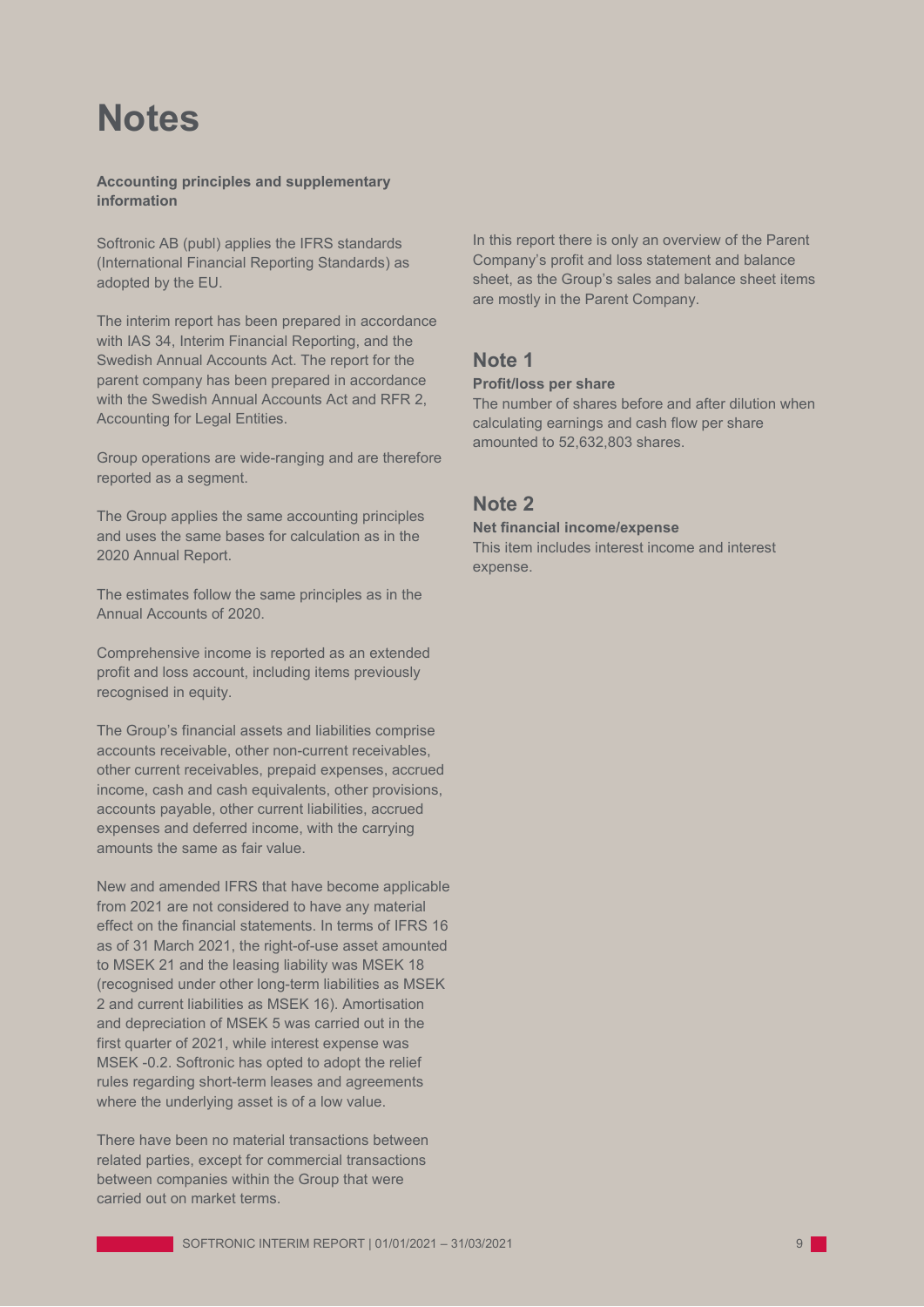# Notes

**Accounting principles and supplementary information**

Softronic AB (publ) applies the IFRS standards (International Financial Reporting Standards) as adopted by the EU.

The interim report has been prepared in accordance with IAS 34, Interim Financial Reporting, and the Swedish Annual Accounts Act. The report for the parent company has been prepared in accordance with the Swedish Annual Accounts Act and RFR 2, Accounting for Legal Entities.

Group operations are wide-ranging and are therefore reported as a segment.

The Group applies the same accounting principles and uses the same bases for calculation as in the 2020 Annual Report.

The estimates follow the same principles as in the Annual Accounts of 2020.

Comprehensive income is reported as an extended profit and loss account, including items previously recognised in equity.

The Group's financial assets and liabilities comprise accounts receivable, other non-current receivables, other current receivables, prepaid expenses, accrued income, cash and cash equivalents, other provisions, accounts payable, other current liabilities, accrued expenses and deferred income, with the carrying amounts the same as fair value.

New and amended IFRS that have become applicable from 2021 are not considered to have any material effect on the financial statements. In terms of IFRS 16 as of 31 March 2021, the right-of-use asset amounted to MSEK 21 and the leasing liability was MSEK 18 (recognised under other long-term liabilities as MSEK 2 and current liabilities as MSEK 16). Amortisation and depreciation of MSEK 5 was carried out in the first quarter of 2021, while interest expense was MSEK -0.2. Softronic has opted to adopt the relief rules regarding short-term leases and agreements where the underlying asset is of a low value.

There have been no material transactions between related parties, except for commercial transactions between companies within the Group that were carried out on market terms.

In this report there is only an overview of the Parent Company's profit and loss statement and balance sheet, as the Group's sales and balance sheet items are mostly in the Parent Company.

## Note 1

**Profit/loss per share**

The number of shares before and after dilution when calculating earnings and cash flow per share amounted to 52,632,803 shares.

## Note 2

**Net financial income/expense**

This item includes interest income and interest expense.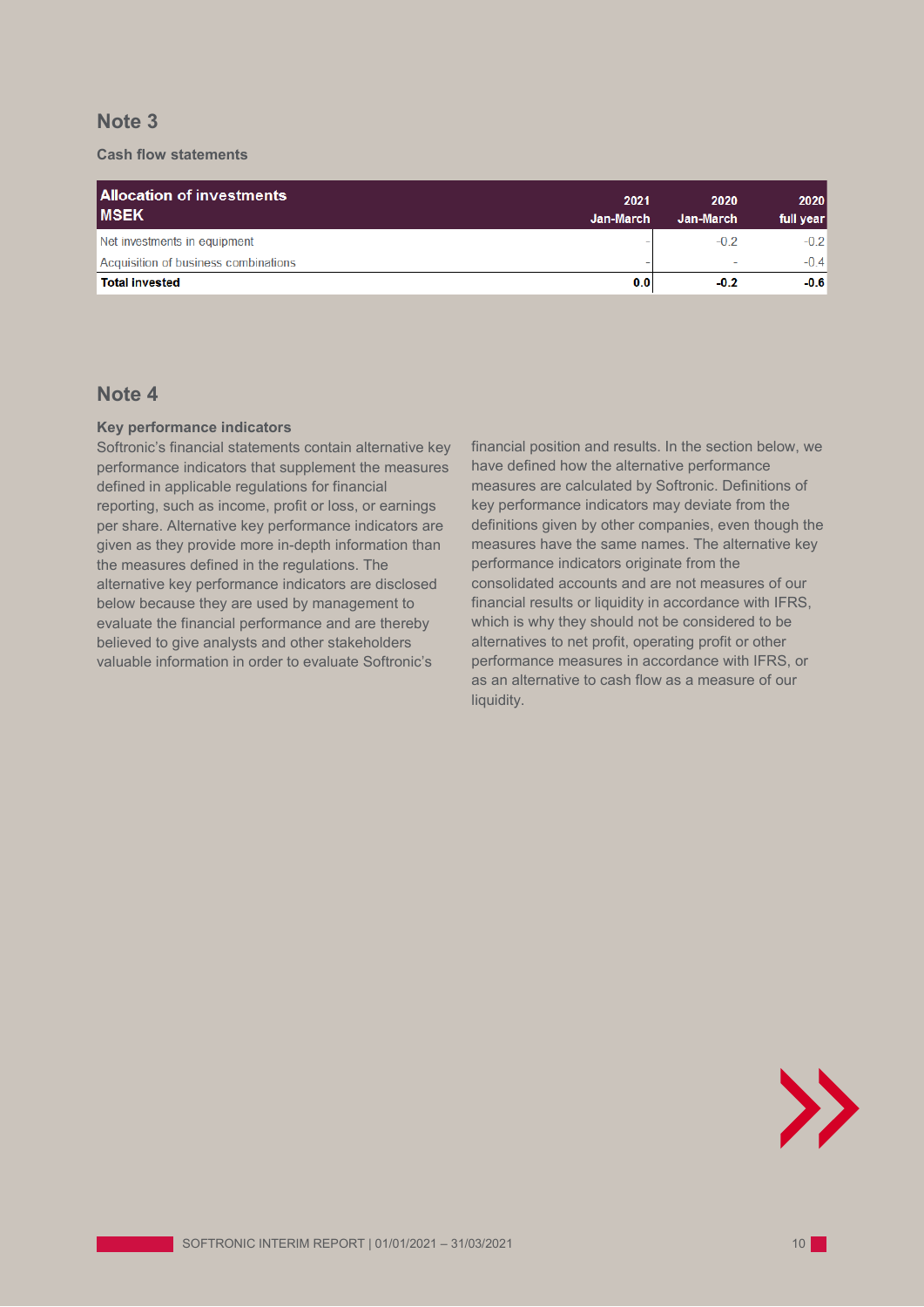## Note 3

**Cash flow statements**

| Allocation of investments MSEK | 2021 Jan-March | 2020 Jan-March | 2020 full year |
|---|---|---|---|
| Net investments in equipment | - | -0.2 | -0.2 |
| Acquisition of business combinations | - | - | -0.4 |
| **Total invested** | **0.0** | **-0.2** | **-0.6** |

## Note 4

**Key performance indicators**

Softronic's financial statements contain alternative key performance indicators that supplement the measures defined in applicable regulations for financial reporting, such as income, profit or loss, or earnings per share. Alternative key performance indicators are given as they provide more in-depth information than the measures defined in the regulations. The alternative key performance indicators are disclosed below because they are used by management to evaluate the financial performance and are thereby believed to give analysts and other stakeholders valuable information in order to evaluate Softronic's financial position and results. In the section below, we have defined how the alternative performance measures are calculated by Softronic. Definitions of key performance indicators may deviate from the definitions given by other companies, even though the measures have the same names. The alternative key performance indicators originate from the consolidated accounts and are not measures of our financial results or liquidity in accordance with IFRS, which is why they should not be considered to be alternatives to net profit, operating profit or other performance measures in accordance with IFRS, or as an alternative to cash flow as a measure of our liquidity.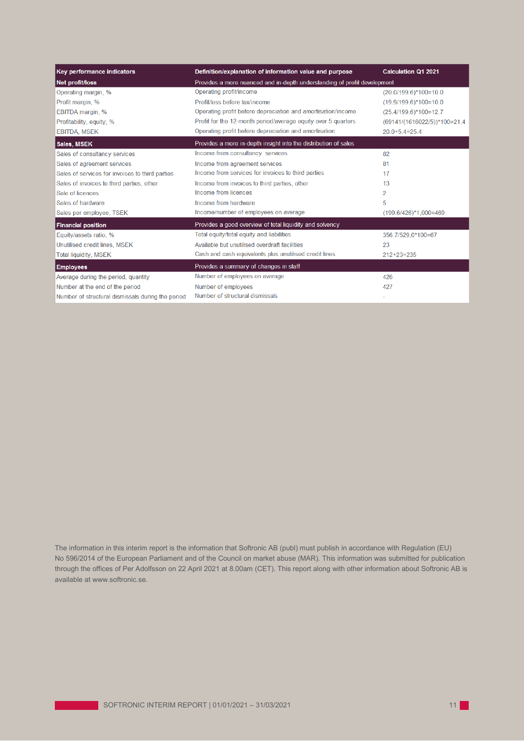| Key performance indicators | Definition/explanation of information value and purpose | Calculation Q1 2021 |
|---|---|---|
| **Net profit/loss** | Provides a more nuanced and in-depth understanding of profit development | |
| Operating margin, % | Operating profit/income | (20.0/199.6)*100=10.0 |
| Profit margin, % | Profit/loss before tax/income | (19.9/199.6)*100=10.0 |
| EBITDA margin, % | Operating profit before depreciation and amortisation/income | (25.4/199.6)*100=12.7 |
| Profitability, equity, % | Profit for the 12-month period/average equity over 5 quarters | (69141/(1616022/5))*100=21.4 |
| EBITDA, MSEK | Operating profit before depreciation and amortisation | 20.0+5.4=25.4 |
| **Sales, MSEK** | Provides a more in-depth insight into the distribution of sales | |
| Sales of consultancy services | Income from consultancy services | 82 |
| Sales of agreement services | Income from agreement services | 81 |
| Sales of services for invoices to third parties | Income from services for invoices to third parties | 17 |
| Sales of invoices to third parties, other | Income from invoices to third parties, other | 13 |
| Sale of licences | Income from licences | 2 |
| Sales of hardware | Income from hardware | 5 |
| Sales per employee, TSEK | Income/number of employees on average | (199.6/426)*1,000=469 |
| **Financial position** | Provides a good overview of total liquidity and solvency | |
| Equity/assets ratio, % | Total equity/total equity and liabilities | 356.7/529,0*100=67 |
| Unutilised credit lines, MSEK | Available but unutilised overdraft facilities | 23 |
| Total liquidity, MSEK | Cash and cash equivalents plus unutilised credit lines | 212+23=235 |
| **Employees** | Provides a summary of changes in staff | |
| Average during the period, quantity | Number of employees on average | 426 |
| Number at the end of the period | Number of employees | 427 |
| Number of structural dismissals during the period | Number of structural dismissals | - |

The information in this interim report is the information that Softronic AB (publ) must publish in accordance with Regulation (EU) No 596/2014 of the European Parliament and of the Council on market abuse (MAR). This information was submitted for publication through the offices of Per Adolfsson on 22 April 2021 at 8.00am (CET). This report along with other information about Softronic AB is available at www.softronic.se.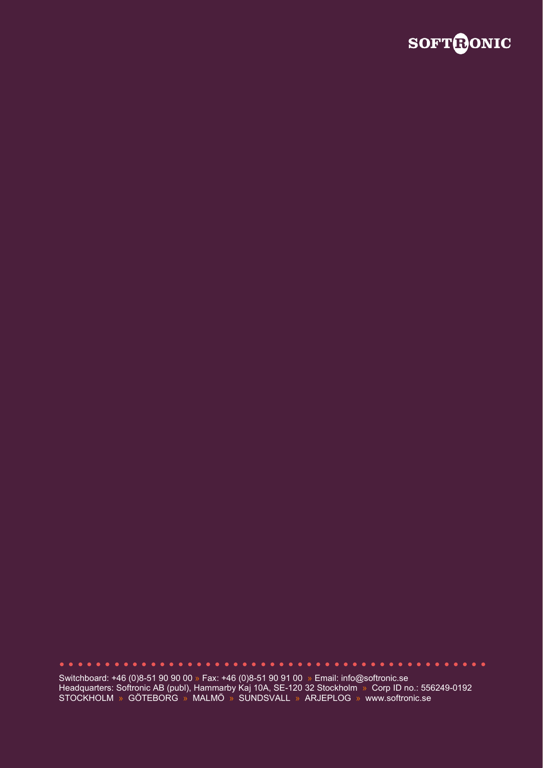SOFTRONIC

Switchboard: +46 (0)8-51 90 90 00 » Fax: +46 (0)8-51 90 91 00 » Email: info@softronic.se
Headquarters: Softronic AB (publ), Hammarby Kaj 10A, SE-120 32 Stockholm » Corp ID no.: 556249-0192
STOCKHOLM » GÖTEBORG » MALMÖ » SUNDSVALL » ARJEPLOG » www.softronic.se